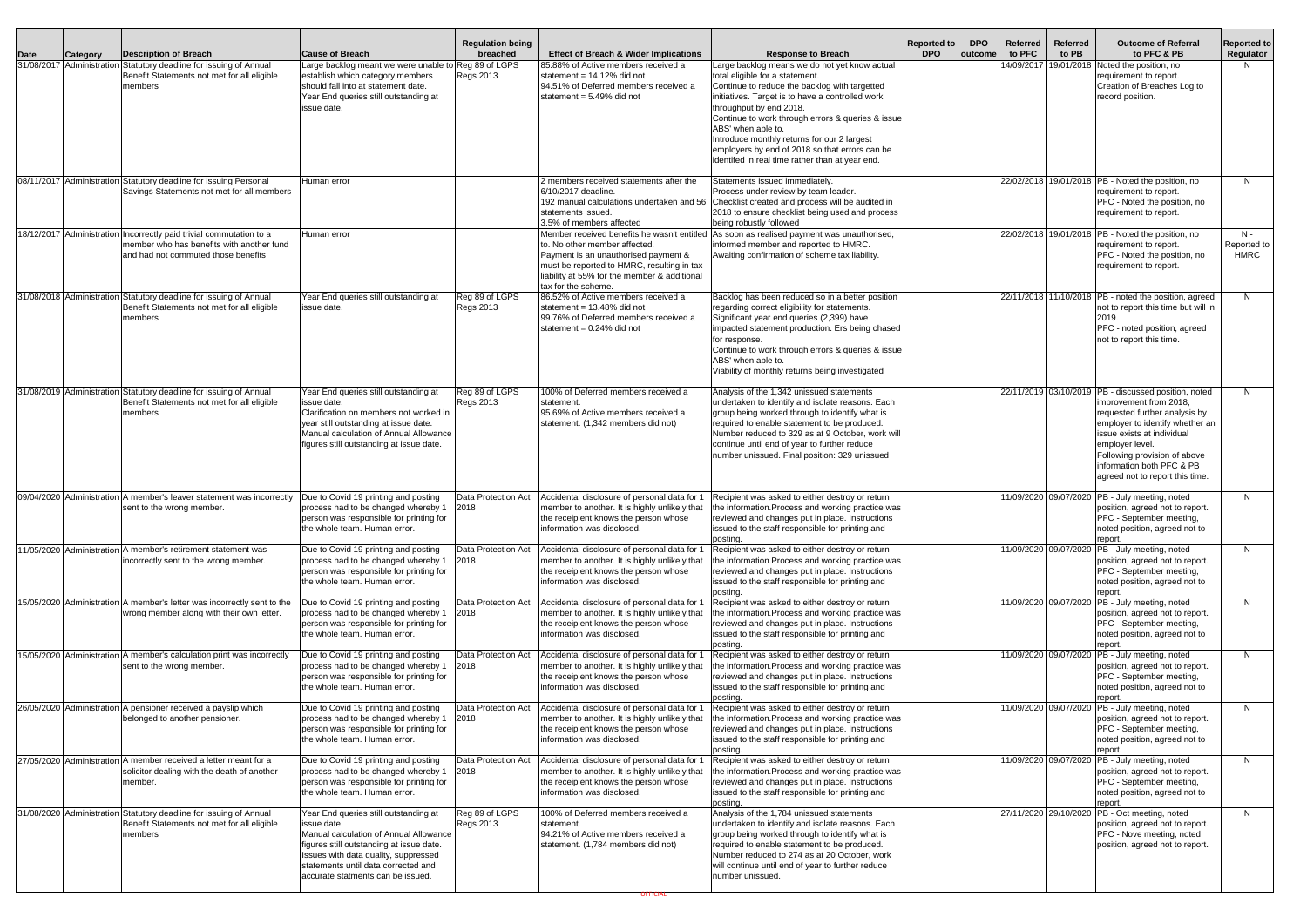| Date | Category | Description of Breach | Cause of Breach | Regulation being breached | Effect of Breach & Wider Implications | Response to Breach | Reported to DPO | DPO outcome | Referred to PFC | Referred to PB | Outcome of Referral to PFC & PB | Reported to Regulator |
|---|---|---|---|---|---|---|---|---|---|---|---|---|
| 31/08/2017 | Administration | Statutory deadline for issuing of Annual Benefit Statements not met for all eligible members | Large backlog meant we were unable to establish which category members should fall into at statement date. Year End queries still outstanding at issue date. | Reg 89 of LGPS Regs 2013 | 85.88% of Active members received a statement = 14.12% did not 94.51% of Deferred members received a statement = 5.49% did not | Large backlog means we do not yet know actual total eligible for a statement. Continue to reduce the backlog with targetted initiatives. Target is to have a controlled work throughput by end 2018. Continue to work through errors & queries & issue ABS' when able to. Introduce monthly returns for our 2 largest employers by end of 2018 so that errors can be identifed in real time rather than at year end. | | | 14/09/2017 | 19/01/2018 | Noted the position, no requirement to report. Creation of Breaches Log to record position. | N |
| 08/11/2017 | Administration | Statutory deadline for issuing Personal Savings Statements not met for all members | Human error | | 2 members received statements after the 6/10/2017 deadline. 192 manual calculations undertaken and 56 statements issued. 3.5% of members affected | Statements issued immediately. Process under review by team leader. Checklist created and process will be audited in 2018 to ensure checklist being used and process being robustly followed | | | 22/02/2018 | 19/01/2018 | PB - Noted the position, no requirement to report. PFC - Noted the position, no requirement to report. | N |
| 18/12/2017 | Administration | Incorrectly paid trivial commutation to a member who has benefits with another fund and had not commuted those benefits | Human error | | Member received benefits he wasn't entitled to. No other member affected. Payment is an unauthorised payment & must be reported to HMRC, resulting in tax liability at 55% for the member & additional tax for the scheme. | As soon as realised payment was unauthorised, informed member and reported to HMRC. Awaiting confirmation of scheme tax liability. | | | 22/02/2018 | 19/01/2018 | PB - Noted the position, no requirement to report. PFC - Noted the position, no requirement to report. | N - Reported to HMRC |
| 31/08/2018 | Administration | Statutory deadline for issuing of Annual Benefit Statements not met for all eligible members | Year End queries still outstanding at issue date. | Reg 89 of LGPS Regs 2013 | 86.52% of Active members received a statement = 13.48% did not 99.76% of Deferred members received a statement = 0.24% did not | Backlog has been reduced so in a better position regarding correct eligibility for statements. Significant year end queries (2,399) have impacted statement production. Ers being chased for response. Continue to work through errors & queries & issue ABS' when able to. Viability of monthly returns being investigated | | | 22/11/2018 | 11/10/2018 | PB - noted the position, agreed not to report this time but will in 2019. PFC - noted position, agreed not to report this time. | N |
| 31/08/2019 | Administration | Statutory deadline for issuing of Annual Benefit Statements not met for all eligible members | Year End queries still outstanding at issue date. Clarification on members not worked in year still outstanding at issue date. Manual calculation of Annual Allowance figures still outstanding at issue date. | Reg 89 of LGPS Regs 2013 | 100% of Deferred members received a statement. 95.69% of Active members received a statement. (1,342 members did not) | Analysis of the 1,342 unissued statements undertaken to identify and isolate reasons. Each group being worked through to identify what is required to enable statement to be produced. Number reduced to 329 as at 9 October, work will continue until end of year to further reduce number unissued. Final position: 329 unissued | | | 22/11/2019 | 03/10/2019 | PB - discussed position, noted improvement from 2018, requested further analysis by employer to identify whether an issue exists at individual employer level. Following provision of above information both PFC & PB agreed not to report this time. | N |
| 09/04/2020 | Administration | A member's leaver statement was incorrectly sent to the wrong member. | Due to Covid 19 printing and posting process had to be changed whereby 1 person was responsible for printing for the whole team. Human error. | Data Protection Act 2018 | Accidental disclosure of personal data for 1 member to another. It is highly unlikely that the receipient knows the person whose information was disclosed. | Recipient was asked to either destroy or return the information.Process and working practice was reviewed and changes put in place. Instructions issued to the staff responsible for printing and posting. | | | 11/09/2020 | 09/07/2020 | PB - July meeting, noted position, agreed not to report. PFC - September meeting, noted position, agreed not to report. | N |
| 11/05/2020 | Administration | A member's retirement statement was incorrectly sent to the wrong member. | Due to Covid 19 printing and posting process had to be changed whereby 1 person was responsible for printing for the whole team. Human error. | Data Protection Act 2018 | Accidental disclosure of personal data for 1 member to another. It is highly unlikely that the receipient knows the person whose information was disclosed. | Recipient was asked to either destroy or return the information.Process and working practice was reviewed and changes put in place. Instructions issued to the staff responsible for printing and posting. | | | 11/09/2020 | 09/07/2020 | PB - July meeting, noted position, agreed not to report. PFC - September meeting, noted position, agreed not to report. | N |
| 15/05/2020 | Administration | A member's letter was incorrectly sent to the wrong member along with their own letter. | Due to Covid 19 printing and posting process had to be changed whereby 1 person was responsible for printing for the whole team. Human error. | Data Protection Act 2018 | Accidental disclosure of personal data for 1 member to another. It is highly unlikely that the receipient knows the person whose information was disclosed. | Recipient was asked to either destroy or return the information.Process and working practice was reviewed and changes put in place. Instructions issued to the staff responsible for printing and posting. | | | 11/09/2020 | 09/07/2020 | PB - July meeting, noted position, agreed not to report. PFC - September meeting, noted position, agreed not to report. | N |
| 15/05/2020 | Administration | A member's calculation print was incorrectly sent to the wrong member. | Due to Covid 19 printing and posting process had to be changed whereby 1 person was responsible for printing for the whole team. Human error. | Data Protection Act 2018 | Accidental disclosure of personal data for 1 member to another. It is highly unlikely that the receipient knows the person whose information was disclosed. | Recipient was asked to either destroy or return the information.Process and working practice was reviewed and changes put in place. Instructions issued to the staff responsible for printing and posting. | | | 11/09/2020 | 09/07/2020 | PB - July meeting, noted position, agreed not to report. PFC - September meeting, noted position, agreed not to report. | N |
| 26/05/2020 | Administration | A pensioner received a payslip which belonged to another pensioner. | Due to Covid 19 printing and posting process had to be changed whereby 1 person was responsible for printing for the whole team. Human error. | Data Protection Act 2018 | Accidental disclosure of personal data for 1 member to another. It is highly unlikely that the receipient knows the person whose information was disclosed. | Recipient was asked to either destroy or return the information.Process and working practice was reviewed and changes put in place. Instructions issued to the staff responsible for printing and posting. | | | 11/09/2020 | 09/07/2020 | PB - July meeting, noted position, agreed not to report. PFC - September meeting, noted position, agreed not to report. | N |
| 27/05/2020 | Administration | A member received a letter meant for a solicitor dealing with the death of another member. | Due to Covid 19 printing and posting process had to be changed whereby 1 person was responsible for printing for the whole team. Human error. | Data Protection Act 2018 | Accidental disclosure of personal data for 1 member to another. It is highly unlikely that the receipient knows the person whose information was disclosed. | Recipient was asked to either destroy or return the information.Process and working practice was reviewed and changes put in place. Instructions issued to the staff responsible for printing and posting. | | | 11/09/2020 | 09/07/2020 | PB - July meeting, noted position, agreed not to report. PFC - September meeting, noted position, agreed not to report. | N |
| 31/08/2020 | Administration | Statutory deadline for issuing of Annual Benefit Statements not met for all eligible members | Year End queries still outstanding at issue date. Manual calculation of Annual Allowance figures still outstanding at issue date. Issues with data quality, suppressed statements until data corrected and accurate statments can be issued. | Reg 89 of LGPS Regs 2013 | 100% of Deferred members received a statement. 94.21% of Active members received a statement. (1,784 members did not) | Analysis of the 1,784 unissued statements undertaken to identify and isolate reasons. Each group being worked through to identify what is required to enable statement to be produced. Number reduced to 274 as at 20 October, work will continue until end of year to further reduce number unissued. | | | 27/11/2020 | 29/10/2020 | PB - Oct meeting, noted position, agreed not to report. PFC - Nove meeting, noted position, agreed not to report. | N |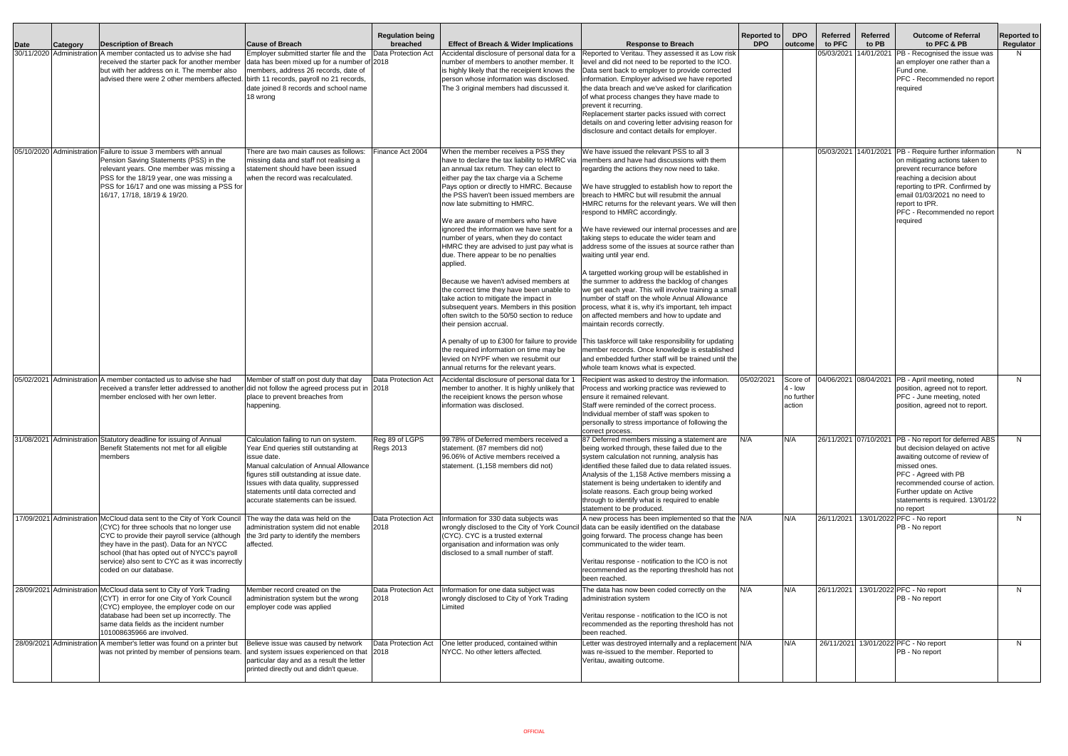| Date | Category | Description of Breach | Cause of Breach | Regulation being breached | Effect of Breach & Wider Implications | Response to Breach | Reported to DPO | DPO outcome | Referred to PFC | Referred to PB | Outcome of Referral to PFC & PB | Reported to Regulator |
|---|---|---|---|---|---|---|---|---|---|---|---|---|
| 30/11/2020 | Administration | A member contacted us to advise she had received the starter pack for another member but with her address on it. The member also advised there were 2 other members affected. | Employer submitted starter file and the data has been mixed up for a number of members, address 26 records, date of birth 11 records, payroll no 21 records, date joined 8 records and school name 18 wrong | Data Protection Act 2018 | Accidental disclosure of personal data for a number of members to another member. It is highly likely that the receipient knows the person whose information was disclosed. The 3 original members had discussed it. | Reported to Veritau. They assessed it as Low risk level and did not need to be reported to the ICO. Data sent back to employer to provide corrected information. Employer advised we have reported the data breach and we've asked for clarification of what process changes they have made to prevent it recurring.<br>Replacement starter packs issued with correct details on and covering letter advising reason for disclosure and contact details for employer. | | | 05/03/2021 | 14/01/2021 | PB - Recognised the issue was an employer one rather than a Fund one.<br>PFC - Recommended no report required | N |
| 05/10/2020 | Administration | Failure to issue 3 members with annual Pension Saving Statements (PSS) in the relevant years. One member was missing a PSS for the 18/19 year, one was missing a PSS for 16/17 and one was missing a PSS for 16/17, 17/18, 18/19 & 19/20. | There are two main causes as follows: missing data and staff not realising a statement should have been issued when the record was recalculated. | Finance Act 2004 | When the member receives a PSS they have to declare the tax liability to HMRC via an annual tax return. They can elect to either pay the tax charge via a Scheme Pays option or directly to HMRC. Because the PSS haven't been issued members are now late submitting to HMRC.<br><br>We are aware of members who have ignored the information we have sent for a number of years, when they do contact HMRC they are advised to just pay what is due. There appear to be no penalties applied.<br><br>Because we haven't advised members at the correct time they have been unable to take action to mitigate the impact in subsequent years. Members in this position often switch to the 50/50 section to reduce their pension accrual.<br><br>A penalty of up to £300 for failure to provide the required information on time may be levied on NYPF when we resubmit our annual returns for the relevant years. | We have issued the relevant PSS to all 3 members and have had discussions with them regarding the actions they now need to take.<br><br>We have struggled to establish how to report the breach to HMRC but will resubmit the annual HMRC returns for the relevant years. We will then respond to HMRC accordingly.<br><br>We have reviewed our internal processes and are taking steps to educate the wider team and address some of the issues at source rather than waiting until year end.<br><br>A targetted working group will be established in the summer to address the backlog of changes we get each year. This will involve training a small number of staff on the whole Annual Allowance process, what it is, why it's important, teh impact on affected members and how to update and maintain records correctly.<br><br>This taskforce will take responsibility for updating member records. Once knowledge is established and embedded further staff will be trained until the whole team knows what is expected. | | | 05/03/2021 | 14/01/2021 | PB - Require further information on mitigating actions taken to prevent recurrance before reaching a decision about reporting to tPR. Confirmed by email 01/03/2021 no need to report to tPR.<br>PFC - Recommended no report required | N |
| 05/02/2021 | Administration | A member contacted us to advise she had received a transfer letter addressed to another member enclosed with her own letter. | Member of staff on post duty that day did not follow the agreed process put in place to prevent breaches from happening. | Data Protection Act 2018 | Accidental disclosure of personal data for 1 member to another. It is highly unlikely that the receipient knows the person whose information was disclosed. | Recipient was asked to destroy the information. Process and working practice was reviewed to ensure it remained relevant.<br>Staff were reminded of the correct process.<br>Individual member of staff was spoken to personally to stress importance of following the correct process. | 05/02/2021 | Score of 4 - low no further action | 04/06/2021 | 08/04/2021 | PB - April meeting, noted position, agreed not to report.<br>PFC - June meeting, noted position, agreed not to report. | N |
| 31/08/2021 | Administration | Statutory deadline for issuing of Annual Benefit Statements not met for all eligible members | Calculation failing to run on system. Year End queries still outstanding at issue date.<br>Manual calculation of Annual Allowance figures still outstanding at issue date.<br>Issues with data quality, suppressed statements until data corrected and accurate statements can be issued. | Reg 89 of LGPS Regs 2013 | 99.78% of Deferred members received a statement. (87 members did not)<br>96.06% of Active members received a statement. (1,158 members did not) | 87 Deferred members missing a statement are being worked through, these failed due to the system calculation not running, analysis has identified these failed due to data related issues.<br>Analysis of the 1,158 Active members missing a statement is being undertaken to identify and isolate reasons. Each group being worked through to identify what is required to enable statement to be produced. | N/A | N/A | 26/11/2021 | 07/10/2021 | PB - No report for deferred ABS but decision delayed on active awaiting outcome of review of missed ones.<br>PFC - Agreed with PB recommended course of action. Further update on Active statements is required. 13/01/22 no report | N |
| 17/09/2021 | Administration | McCloud data sent to the City of York Council (CYC) for three schools that no longer use CYC to provide their payroll service (although they have in the past). Data for an NYCC school (that has opted out of NYCC's payroll service) also sent to CYC as it was incorrectly coded on our database. | The way the data was held on the administration system did not enable the 3rd party to identify the members affected. | Data Protection Act 2018 | Information for 330 data subjects was wrongly disclosed to the City of York Council (CYC). CYC is a trusted external organisation and information was only disclosed to a small number of staff. | A new process has been implemented so that the data can be easily identified on the database going forward. The process change has been communicated to the wider team.<br><br>Veritau response - notification to the ICO is not recommended as the reporting threshold has not been reached. | N/A | N/A | 26/11/2021 | 13/01/2022 | PFC - No report<br>PB - No report | N |
| 28/09/2021 | Administration | McCloud data sent to City of York Trading (CYT) in error for one City of York Council (CYC) employee, the employer code on our database had been set up incorrectly. The same data fields as the incident number 101008635966 are involved. | Member record created on the administration system but the wrong employer code was applied | Data Protection Act 2018 | Information for one data subject was wrongly disclosed to City of York Trading Limited | The data has now been coded correctly on the administration system<br><br>Veritau response - notification to the ICO is not recommended as the reporting threshold has not been reached. | N/A | N/A | 26/11/2021 | 13/01/2022 | PFC - No report<br>PB - No report | N |
| 28/09/2021 | Administration | A member's letter was found on a printer but was not printed by member of pensions team. | Believe issue was caused by network and system issues experienced on that particular day and as a result the letter printed directly out and didn't queue. | Data Protection Act 2018 | One letter produced, contained within NYCC. No other letters affected. | Letter was destroyed internally and a replacement was re-issued to the member. Reported to Veritau, awaiting outcome. | N/A | N/A | 26/11/2021 | 13/01/2022 | PFC - No report<br>PB - No report | N |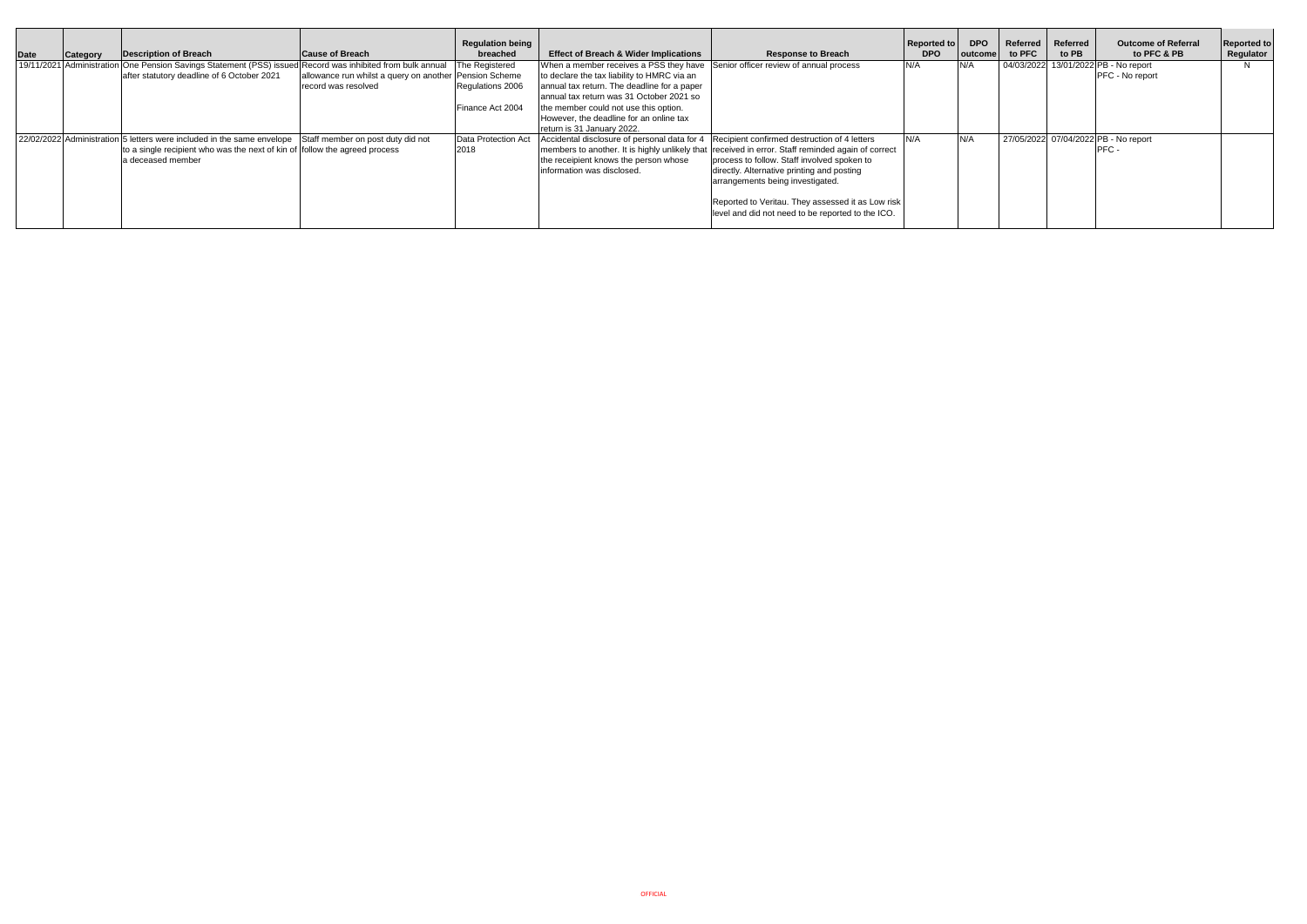| Date | Category | Description of Breach | Cause of Breach | Regulation being breached | Effect of Breach & Wider Implications | Response to Breach | Reported to DPO | DPO outcome | Referred to PFC | Referred to PB | Outcome of Referral to PFC & PB | Reported to Regulator |
|---|---|---|---|---|---|---|---|---|---|---|---|---|
| 19/11/2021 | Administration | One Pension Savings Statement (PSS) issued after statutory deadline of 6 October 2021 | Record was inhibited from bulk annual allowance run whilst a query on another record was resolved | The Registered Pension Scheme Regulations 2006<br><br>Finance Act 2004 | When a member receives a PSS they have to declare the tax liability to HMRC via an annual tax return. The deadline for a paper annual tax return was 31 October 2021 so the member could not use this option. However, the deadline for an online tax return is 31 January 2022. | Senior officer review of annual process | N/A | N/A | 04/03/2022 | 13/01/2022 | PB - No report<br>PFC - No report | N |
| 22/02/2022 | Administration | 5 letters were included in the same envelope to a single recipient who was the next of kin of a deceased member | Staff member on post duty did not follow the agreed process | Data Protection Act 2018 | Accidental disclosure of personal data for 4 members to another. It is highly unlikely that the receipient knows the person whose information was disclosed. | Recipient confirmed destruction of 4 letters received in error. Staff reminded again of correct process to follow. Staff involved spoken to directly. Alternative printing and posting arrangements being investigated.<br><br>Reported to Veritau. They assessed it as Low risk level and did not need to be reported to the ICO. | N/A | N/A | 27/05/2022 | 07/04/2022 | PB - No report<br>PFC - | |